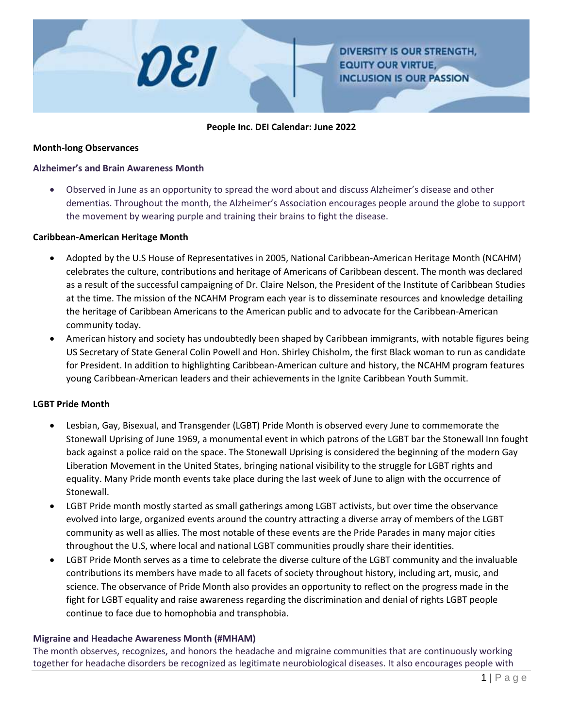DEI

DIVERSITY IS OUR STRENGTH, EQUITY OUR VIRTUE, INCLUSION IS OUR PASSION

**People Inc. DEI Calendar: June 2022**

**Month-long Observances**

**Alzheimer's and Brain Awareness Month**

- Observed in June as an opportunity to spread the word about and discuss Alzheimer's disease and other dementias. Throughout the month, the Alzheimer's Association encourages people around the globe to support the movement by wearing purple and training their brains to fight the disease.

**Caribbean-American Heritage Month**

- Adopted by the U.S House of Representatives in 2005, National Caribbean-American Heritage Month (NCAHM) celebrates the culture, contributions and heritage of Americans of Caribbean descent. The month was declared as a result of the successful campaigning of Dr. Claire Nelson, the President of the Institute of Caribbean Studies at the time. The mission of the NCAHM Program each year is to disseminate resources and knowledge detailing the heritage of Caribbean Americans to the American public and to advocate for the Caribbean-American community today.
- American history and society has undoubtedly been shaped by Caribbean immigrants, with notable figures being US Secretary of State General Colin Powell and Hon. Shirley Chisholm, the first Black woman to run as candidate for President. In addition to highlighting Caribbean-American culture and history, the NCAHM program features young Caribbean-American leaders and their achievements in the Ignite Caribbean Youth Summit.

**LGBT Pride Month**

- Lesbian, Gay, Bisexual, and Transgender (LGBT) Pride Month is observed every June to commemorate the Stonewall Uprising of June 1969, a monumental event in which patrons of the LGBT bar the Stonewall Inn fought back against a police raid on the space. The Stonewall Uprising is considered the beginning of the modern Gay Liberation Movement in the United States, bringing national visibility to the struggle for LGBT rights and equality. Many Pride month events take place during the last week of June to align with the occurrence of Stonewall.
- LGBT Pride month mostly started as small gatherings among LGBT activists, but over time the observance evolved into large, organized events around the country attracting a diverse array of members of the LGBT community as well as allies. The most notable of these events are the Pride Parades in many major cities throughout the U.S, where local and national LGBT communities proudly share their identities.
- LGBT Pride Month serves as a time to celebrate the diverse culture of the LGBT community and the invaluable contributions its members have made to all facets of society throughout history, including art, music, and science. The observance of Pride Month also provides an opportunity to reflect on the progress made in the fight for LGBT equality and raise awareness regarding the discrimination and denial of rights LGBT people continue to face due to homophobia and transphobia.

**Migraine and Headache Awareness Month (#MHAM)**

The month observes, recognizes, and honors the headache and migraine communities that are continuously working together for headache disorders be recognized as legitimate neurobiological diseases. It also encourages people with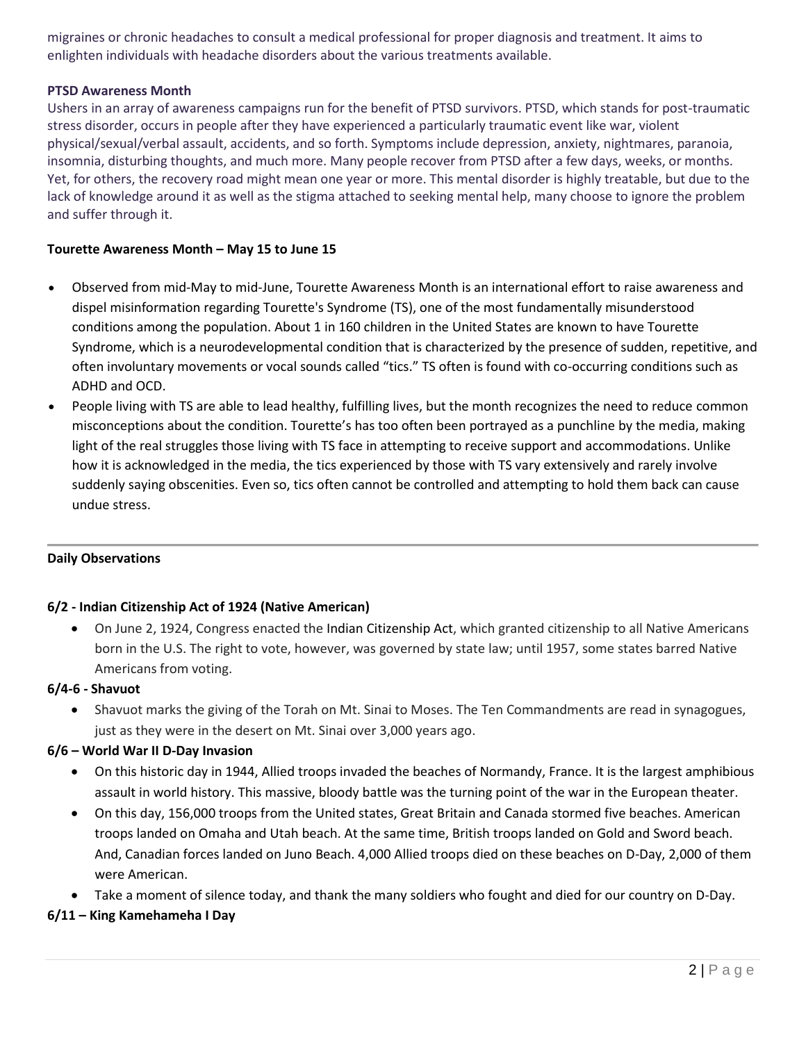migraines or chronic headaches to consult a medical professional for proper diagnosis and treatment. It aims to enlighten individuals with headache disorders about the various treatments available.

**PTSD Awareness Month**

Ushers in an array of awareness campaigns run for the benefit of PTSD survivors. PTSD, which stands for post-traumatic stress disorder, occurs in people after they have experienced a particularly traumatic event like war, violent physical/sexual/verbal assault, accidents, and so forth. Symptoms include depression, anxiety, nightmares, paranoia, insomnia, disturbing thoughts, and much more. Many people recover from PTSD after a few days, weeks, or months. Yet, for others, the recovery road might mean one year or more. This mental disorder is highly treatable, but due to the lack of knowledge around it as well as the stigma attached to seeking mental help, many choose to ignore the problem and suffer through it.

**Tourette Awareness Month – May 15 to June 15**

- Observed from mid-May to mid-June, Tourette Awareness Month is an international effort to raise awareness and dispel misinformation regarding Tourette's Syndrome (TS), one of the most fundamentally misunderstood conditions among the population. About 1 in 160 children in the United States are known to have Tourette Syndrome, which is a neurodevelopmental condition that is characterized by the presence of sudden, repetitive, and often involuntary movements or vocal sounds called "tics." TS often is found with co-occurring conditions such as ADHD and OCD.
- People living with TS are able to lead healthy, fulfilling lives, but the month recognizes the need to reduce common misconceptions about the condition. Tourette's has too often been portrayed as a punchline by the media, making light of the real struggles those living with TS face in attempting to receive support and accommodations. Unlike how it is acknowledged in the media, the tics experienced by those with TS vary extensively and rarely involve suddenly saying obscenities. Even so, tics often cannot be controlled and attempting to hold them back can cause undue stress.

---

**Daily Observations**

**6/2 - Indian Citizenship Act of 1924 (Native American)**

- On June 2, 1924, Congress enacted the Indian Citizenship Act, which granted citizenship to all Native Americans born in the U.S. The right to vote, however, was governed by state law; until 1957, some states barred Native Americans from voting.

**6/4-6 - Shavuot**

- Shavuot marks the giving of the Torah on Mt. Sinai to Moses. The Ten Commandments are read in synagogues, just as they were in the desert on Mt. Sinai over 3,000 years ago.

**6/6 – World War II D-Day Invasion**

- On this historic day in 1944, Allied troops invaded the beaches of Normandy, France. It is the largest amphibious assault in world history. This massive, bloody battle was the turning point of the war in the European theater.
- On this day, 156,000 troops from the United states, Great Britain and Canada stormed five beaches. American troops landed on Omaha and Utah beach. At the same time, British troops landed on Gold and Sword beach. And, Canadian forces landed on Juno Beach. 4,000 Allied troops died on these beaches on D-Day, 2,000 of them were American.
- Take a moment of silence today, and thank the many soldiers who fought and died for our country on D-Day.

**6/11 – King Kamehameha I Day**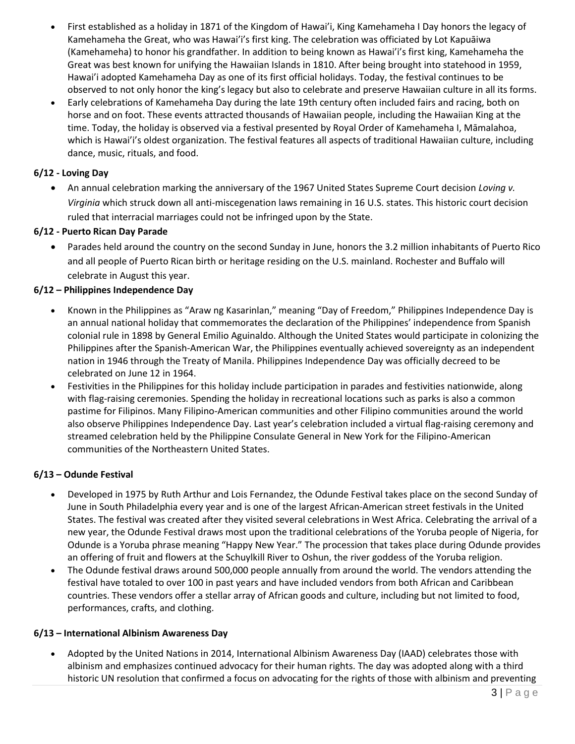- First established as a holiday in 1871 of the Kingdom of Hawai'i, King Kamehameha I Day honors the legacy of Kamehameha the Great, who was Hawai'i's first king. The celebration was officiated by Lot Kapuāiwa (Kamehameha) to honor his grandfather. In addition to being known as Hawai'i's first king, Kamehameha the Great was best known for unifying the Hawaiian Islands in 1810. After being brought into statehood in 1959, Hawai'i adopted Kamehameha Day as one of its first official holidays. Today, the festival continues to be observed to not only honor the king's legacy but also to celebrate and preserve Hawaiian culture in all its forms.
- Early celebrations of Kamehameha Day during the late 19th century often included fairs and racing, both on horse and on foot. These events attracted thousands of Hawaiian people, including the Hawaiian King at the time. Today, the holiday is observed via a festival presented by Royal Order of Kamehameha I, Māmalahoa, which is Hawai'i's oldest organization. The festival features all aspects of traditional Hawaiian culture, including dance, music, rituals, and food.

**6/12 - Loving Day**

- An annual celebration marking the anniversary of the 1967 United States Supreme Court decision *Loving v. Virginia* which struck down all anti-miscegenation laws remaining in 16 U.S. states. This historic court decision ruled that interracial marriages could not be infringed upon by the State.

**6/12 - Puerto Rican Day Parade**

- Parades held around the country on the second Sunday in June, honors the 3.2 million inhabitants of Puerto Rico and all people of Puerto Rican birth or heritage residing on the U.S. mainland. Rochester and Buffalo will celebrate in August this year.

**6/12 – Philippines Independence Day**

- Known in the Philippines as "Araw ng Kasarinlan," meaning "Day of Freedom," Philippines Independence Day is an annual national holiday that commemorates the declaration of the Philippines' independence from Spanish colonial rule in 1898 by General Emilio Aguinaldo. Although the United States would participate in colonizing the Philippines after the Spanish-American War, the Philippines eventually achieved sovereignty as an independent nation in 1946 through the Treaty of Manila. Philippines Independence Day was officially decreed to be celebrated on June 12 in 1964.
- Festivities in the Philippines for this holiday include participation in parades and festivities nationwide, along with flag-raising ceremonies. Spending the holiday in recreational locations such as parks is also a common pastime for Filipinos. Many Filipino-American communities and other Filipino communities around the world also observe Philippines Independence Day. Last year's celebration included a virtual flag-raising ceremony and streamed celebration held by the Philippine Consulate General in New York for the Filipino-American communities of the Northeastern United States.

**6/13 – Odunde Festival**

- Developed in 1975 by Ruth Arthur and Lois Fernandez, the Odunde Festival takes place on the second Sunday of June in South Philadelphia every year and is one of the largest African-American street festivals in the United States. The festival was created after they visited several celebrations in West Africa. Celebrating the arrival of a new year, the Odunde Festival draws most upon the traditional celebrations of the Yoruba people of Nigeria, for Odunde is a Yoruba phrase meaning "Happy New Year." The procession that takes place during Odunde provides an offering of fruit and flowers at the Schuylkill River to Oshun, the river goddess of the Yoruba religion.
- The Odunde festival draws around 500,000 people annually from around the world. The vendors attending the festival have totaled to over 100 in past years and have included vendors from both African and Caribbean countries. These vendors offer a stellar array of African goods and culture, including but not limited to food, performances, crafts, and clothing.

**6/13 – International Albinism Awareness Day**

- Adopted by the United Nations in 2014, International Albinism Awareness Day (IAAD) celebrates those with albinism and emphasizes continued advocacy for their human rights. The day was adopted along with a third historic UN resolution that confirmed a focus on advocating for the rights of those with albinism and preventing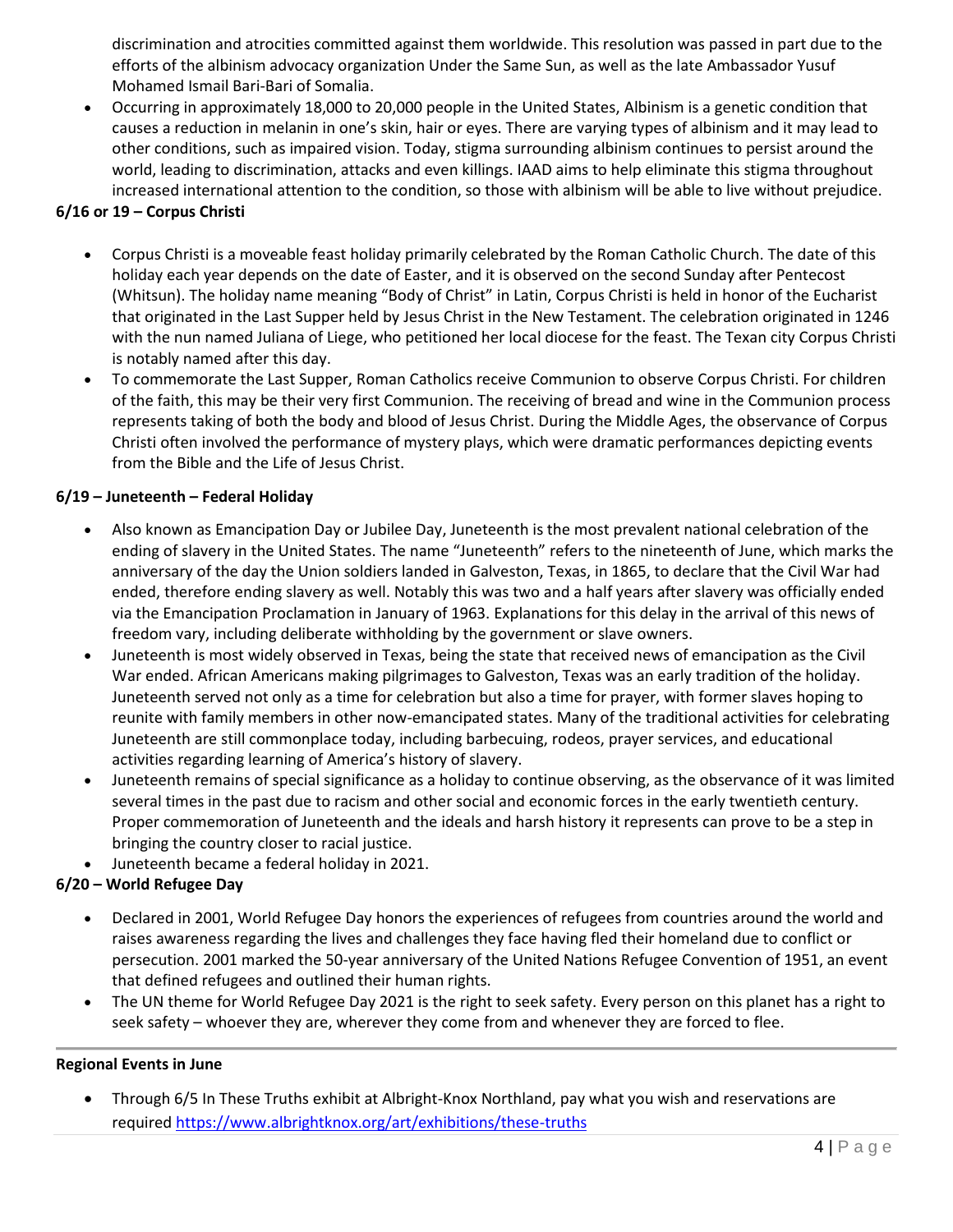discrimination and atrocities committed against them worldwide. This resolution was passed in part due to the efforts of the albinism advocacy organization Under the Same Sun, as well as the late Ambassador Yusuf Mohamed Ismail Bari-Bari of Somalia.

- Occurring in approximately 18,000 to 20,000 people in the United States, Albinism is a genetic condition that causes a reduction in melanin in one's skin, hair or eyes. There are varying types of albinism and it may lead to other conditions, such as impaired vision. Today, stigma surrounding albinism continues to persist around the world, leading to discrimination, attacks and even killings. IAAD aims to help eliminate this stigma throughout increased international attention to the condition, so those with albinism will be able to live without prejudice.

**6/16 or 19 – Corpus Christi**

- Corpus Christi is a moveable feast holiday primarily celebrated by the Roman Catholic Church. The date of this holiday each year depends on the date of Easter, and it is observed on the second Sunday after Pentecost (Whitsun). The holiday name meaning "Body of Christ" in Latin, Corpus Christi is held in honor of the Eucharist that originated in the Last Supper held by Jesus Christ in the New Testament. The celebration originated in 1246 with the nun named Juliana of Liege, who petitioned her local diocese for the feast. The Texan city Corpus Christi is notably named after this day.
- To commemorate the Last Supper, Roman Catholics receive Communion to observe Corpus Christi. For children of the faith, this may be their very first Communion. The receiving of bread and wine in the Communion process represents taking of both the body and blood of Jesus Christ. During the Middle Ages, the observance of Corpus Christi often involved the performance of mystery plays, which were dramatic performances depicting events from the Bible and the Life of Jesus Christ.

**6/19 – Juneteenth – Federal Holiday**

- Also known as Emancipation Day or Jubilee Day, Juneteenth is the most prevalent national celebration of the ending of slavery in the United States. The name "Juneteenth" refers to the nineteenth of June, which marks the anniversary of the day the Union soldiers landed in Galveston, Texas, in 1865, to declare that the Civil War had ended, therefore ending slavery as well. Notably this was two and a half years after slavery was officially ended via the Emancipation Proclamation in January of 1963. Explanations for this delay in the arrival of this news of freedom vary, including deliberate withholding by the government or slave owners.
- Juneteenth is most widely observed in Texas, being the state that received news of emancipation as the Civil War ended. African Americans making pilgrimages to Galveston, Texas was an early tradition of the holiday. Juneteenth served not only as a time for celebration but also a time for prayer, with former slaves hoping to reunite with family members in other now-emancipated states. Many of the traditional activities for celebrating Juneteenth are still commonplace today, including barbecuing, rodeos, prayer services, and educational activities regarding learning of America's history of slavery.
- Juneteenth remains of special significance as a holiday to continue observing, as the observance of it was limited several times in the past due to racism and other social and economic forces in the early twentieth century. Proper commemoration of Juneteenth and the ideals and harsh history it represents can prove to be a step in bringing the country closer to racial justice.
- Juneteenth became a federal holiday in 2021.

**6/20 – World Refugee Day**

- Declared in 2001, World Refugee Day honors the experiences of refugees from countries around the world and raises awareness regarding the lives and challenges they face having fled their homeland due to conflict or persecution. 2001 marked the 50-year anniversary of the United Nations Refugee Convention of 1951, an event that defined refugees and outlined their human rights.
- The UN theme for World Refugee Day 2021 is the right to seek safety. Every person on this planet has a right to seek safety – whoever they are, wherever they come from and whenever they are forced to flee.

---

**Regional Events in June**

- Through 6/5 In These Truths exhibit at Albright-Knox Northland, pay what you wish and reservations are required https://www.albrightknox.org/art/exhibitions/these-truths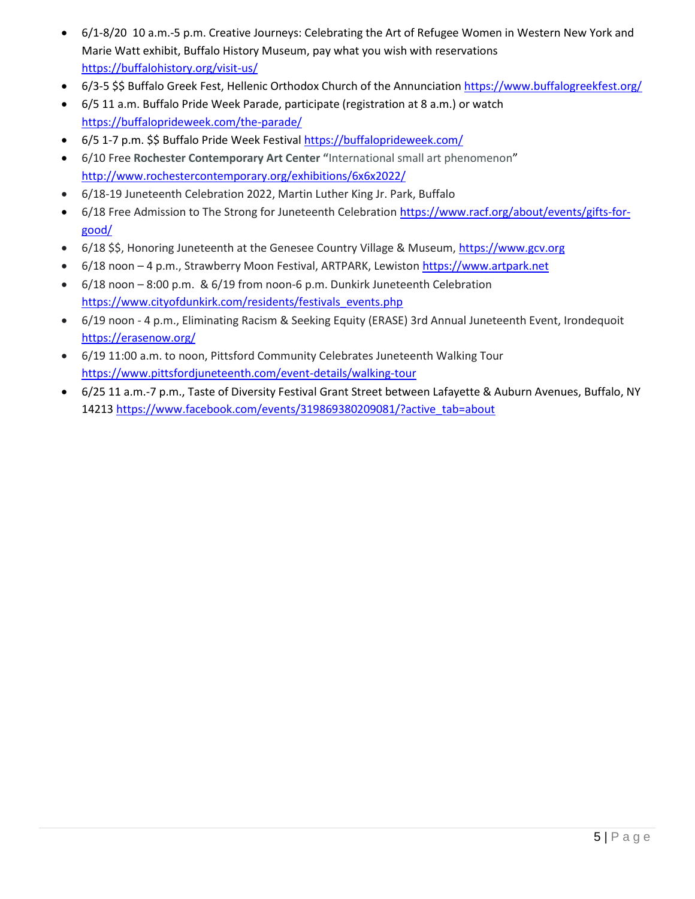- 6/1-8/20 10 a.m.-5 p.m. Creative Journeys: Celebrating the Art of Refugee Women in Western New York and Marie Watt exhibit, Buffalo History Museum, pay what you wish with reservations https://buffalohistory.org/visit-us/
- 6/3-5 $$ Buffalo Greek Fest, Hellenic Orthodox Church of the Annunciation https://www.buffalogreekfest.org/
- 6/5 11 a.m. Buffalo Pride Week Parade, participate (registration at 8 a.m.) or watch https://buffaloprideweek.com/the-parade/
- 6/5 1-7 p.m. $$ Buffalo Pride Week Festival https://buffaloprideweek.com/
- 6/10 Free **Rochester Contemporary Art Center** "International small art phenomenon" http://www.rochestercontemporary.org/exhibitions/6x6x2022/
- 6/18-19 Juneteenth Celebration 2022, Martin Luther King Jr. Park, Buffalo
- 6/18 Free Admission to The Strong for Juneteenth Celebration https://www.racf.org/about/events/gifts-for-good/
- 6/18 $$, Honoring Juneteenth at the Genesee Country Village & Museum, https://www.gcv.org
- 6/18 noon – 4 p.m., Strawberry Moon Festival, ARTPARK, Lewiston https://www.artpark.net
- 6/18 noon – 8:00 p.m. & 6/19 from noon-6 p.m. Dunkirk Juneteenth Celebration https://www.cityofdunkirk.com/residents/festivals_events.php
- 6/19 noon - 4 p.m., Eliminating Racism & Seeking Equity (ERASE) 3rd Annual Juneteenth Event, Irondequoit https://erasenow.org/
- 6/19 11:00 a.m. to noon, Pittsford Community Celebrates Juneteenth Walking Tour https://www.pittsfordjuneteenth.com/event-details/walking-tour
- 6/25 11 a.m.-7 p.m., Taste of Diversity Festival Grant Street between Lafayette & Auburn Avenues, Buffalo, NY 14213 https://www.facebook.com/events/319869380209081/?active_tab=about